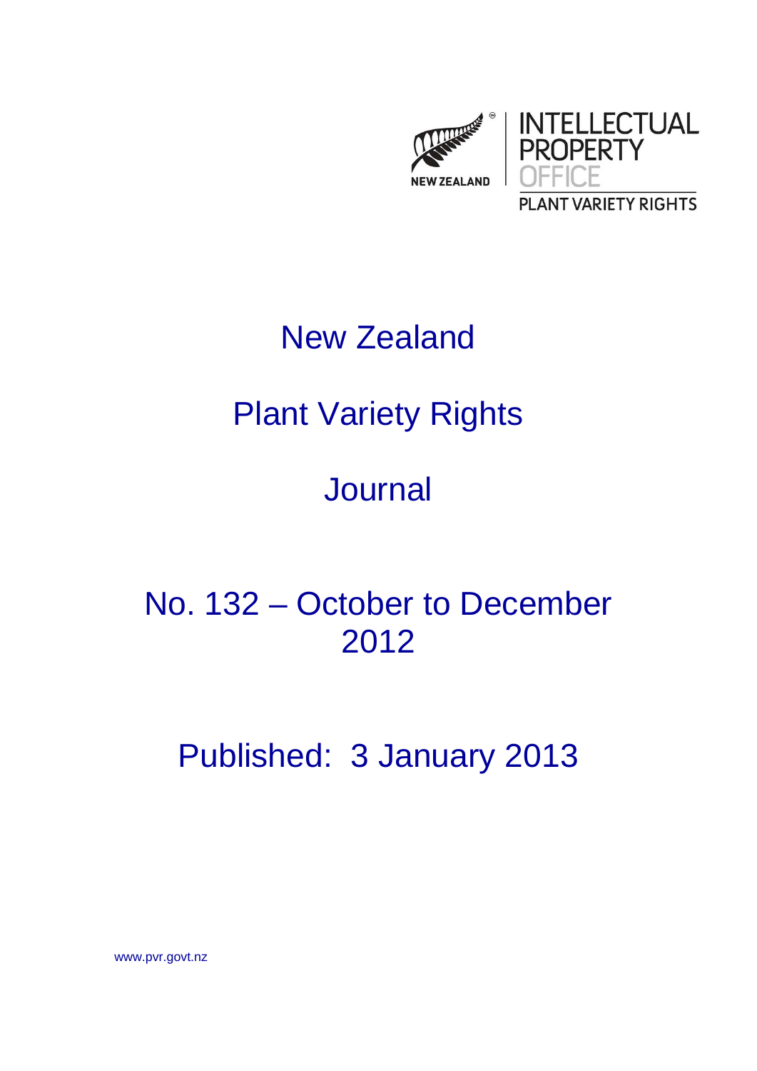NEW ZEALAND

INTELLECTUAL PROPERTY OFFICE

PLANT VARIETY RIGHTS

# New Zealand

# Plant Variety Rights

# Journal

## No. 132 – October to December 2012

## Published: 3 January 2013

www.pvr.govt.nz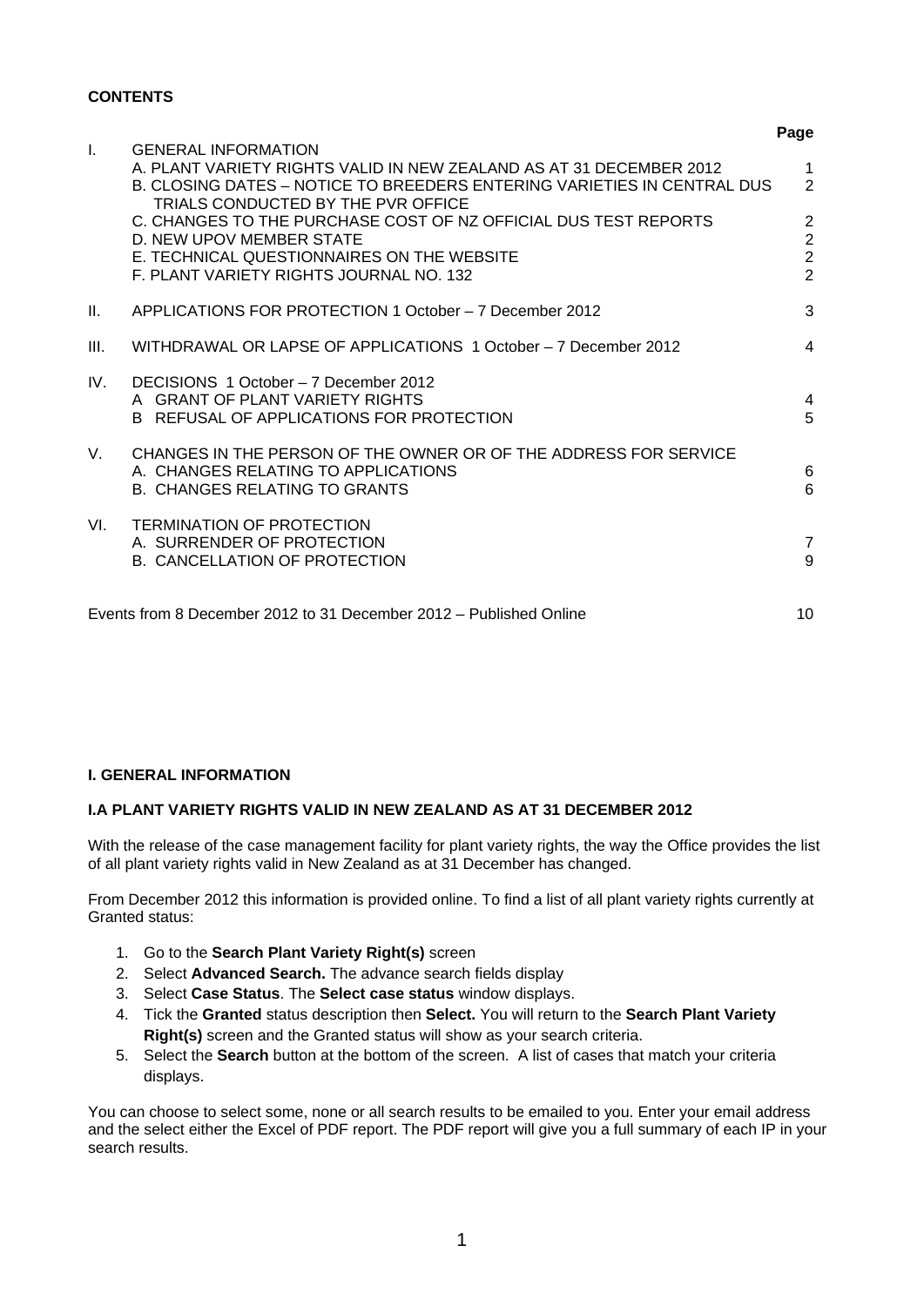**CONTENTS**

| | | Page |
|---|---|---|
| I. | GENERAL INFORMATION | |
| | A. PLANT VARIETY RIGHTS VALID IN NEW ZEALAND AS AT 31 DECEMBER 2012 | 1 |
| | B. CLOSING DATES – NOTICE TO BREEDERS ENTERING VARIETIES IN CENTRAL DUS TRIALS CONDUCTED BY THE PVR OFFICE | 2 |
| | C. CHANGES TO THE PURCHASE COST OF NZ OFFICIAL DUS TEST REPORTS | 2 |
| | D. NEW UPOV MEMBER STATE | 2 |
| | E. TECHNICAL QUESTIONNAIRES ON THE WEBSITE | 2 |
| | F. PLANT VARIETY RIGHTS JOURNAL NO. 132 | 2 |
| II. | APPLICATIONS FOR PROTECTION 1 October – 7 December 2012 | 3 |
| III. | WITHDRAWAL OR LAPSE OF APPLICATIONS 1 October – 7 December 2012 | 4 |
| IV. | DECISIONS 1 October – 7 December 2012 | |
| | A GRANT OF PLANT VARIETY RIGHTS | 4 |
| | B REFUSAL OF APPLICATIONS FOR PROTECTION | 5 |
| V. | CHANGES IN THE PERSON OF THE OWNER OR OF THE ADDRESS FOR SERVICE | |
| | A. CHANGES RELATING TO APPLICATIONS | 6 |
| | B. CHANGES RELATING TO GRANTS | 6 |
| VI. | TERMINATION OF PROTECTION | |
| | A. SURRENDER OF PROTECTION | 7 |
| | B. CANCELLATION OF PROTECTION | 9 |
| | Events from 8 December 2012 to 31 December 2012 – Published Online | 10 |

## I. GENERAL INFORMATION

### I.A PLANT VARIETY RIGHTS VALID IN NEW ZEALAND AS AT 31 DECEMBER 2012

With the release of the case management facility for plant variety rights, the way the Office provides the list of all plant variety rights valid in New Zealand as at 31 December has changed.

From December 2012 this information is provided online. To find a list of all plant variety rights currently at Granted status:

1. Go to the **Search Plant Variety Right(s)** screen
2. Select **Advanced Search.** The advance search fields display
3. Select **Case Status**. The **Select case status** window displays.
4. Tick the **Granted** status description then **Select.** You will return to the **Search Plant Variety Right(s)** screen and the Granted status will show as your search criteria.
5. Select the **Search** button at the bottom of the screen. A list of cases that match your criteria displays.

You can choose to select some, none or all search results to be emailed to you. Enter your email address and the select either the Excel of PDF report. The PDF report will give you a full summary of each IP in your search results.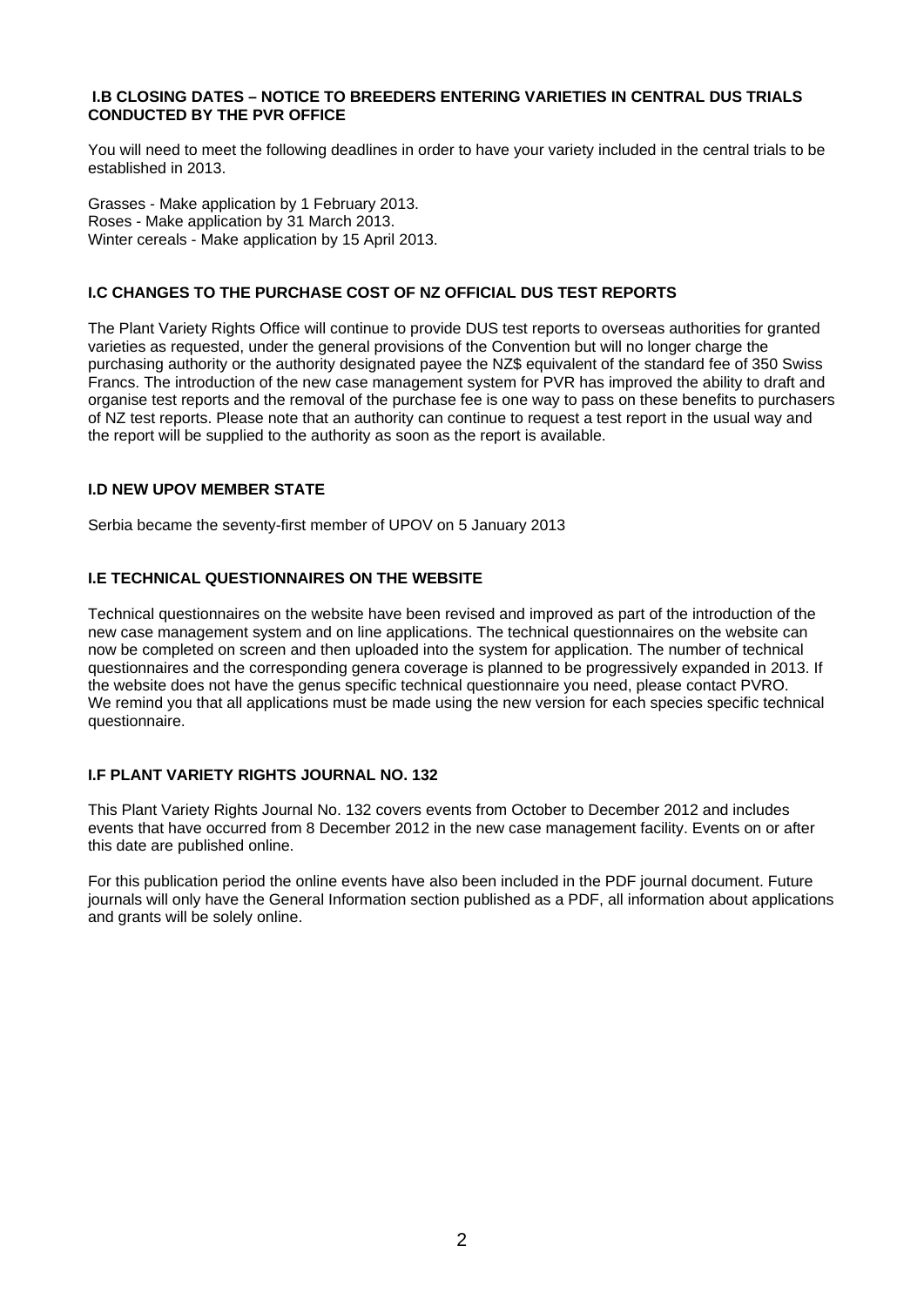### I.B CLOSING DATES – NOTICE TO BREEDERS ENTERING VARIETIES IN CENTRAL DUS TRIALS CONDUCTED BY THE PVR OFFICE

You will need to meet the following deadlines in order to have your variety included in the central trials to be established in 2013.

Grasses - Make application by 1 February 2013.
Roses - Make application by 31 March 2013.
Winter cereals - Make application by 15 April 2013.

### I.C CHANGES TO THE PURCHASE COST OF NZ OFFICIAL DUS TEST REPORTS

The Plant Variety Rights Office will continue to provide DUS test reports to overseas authorities for granted varieties as requested, under the general provisions of the Convention but will no longer charge the purchasing authority or the authority designated payee the NZ$ equivalent of the standard fee of 350 Swiss Francs. The introduction of the new case management system for PVR has improved the ability to draft and organise test reports and the removal of the purchase fee is one way to pass on these benefits to purchasers of NZ test reports. Please note that an authority can continue to request a test report in the usual way and the report will be supplied to the authority as soon as the report is available.

### I.D NEW UPOV MEMBER STATE

Serbia became the seventy-first member of UPOV on 5 January 2013

### I.E TECHNICAL QUESTIONNAIRES ON THE WEBSITE

Technical questionnaires on the website have been revised and improved as part of the introduction of the new case management system and on line applications. The technical questionnaires on the website can now be completed on screen and then uploaded into the system for application. The number of technical questionnaires and the corresponding genera coverage is planned to be progressively expanded in 2013. If the website does not have the genus specific technical questionnaire you need, please contact PVRO. We remind you that all applications must be made using the new version for each species specific technical questionnaire.

### I.F PLANT VARIETY RIGHTS JOURNAL NO. 132

This Plant Variety Rights Journal No. 132 covers events from October to December 2012 and includes events that have occurred from 8 December 2012 in the new case management facility. Events on or after this date are published online.

For this publication period the online events have also been included in the PDF journal document. Future journals will only have the General Information section published as a PDF, all information about applications and grants will be solely online.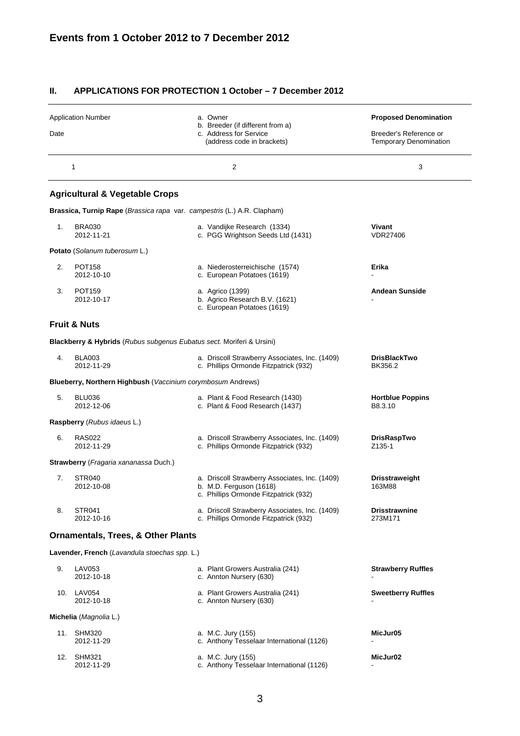## Events from 1 October 2012 to 7 December 2012

### II. APPLICATIONS FOR PROTECTION 1 October – 7 December 2012

| | Application Number<br>Date | a. Owner<br>b. Breeder (if different from a)<br>c. Address for Service<br>(address code in brackets) | **Proposed Denomination**<br>Breeder's Reference or Temporary Denomination |
|---|---|---|---|
| | 1 | 2 | 3 |
| | **Agricultural & Vegetable Crops** | | |
| | **Brassica, Turnip Rape** (*Brassica rapa* var. *campestris* (L.) A.R. Clapham) | | |
| 1. | BRA030<br>2012-11-21 | a. Vandijke Research (1334)<br>c. PGG Wrightson Seeds Ltd (1431) | **Vivant**<br>VDR27406 |
| | **Potato** (*Solanum tuberosum* L.) | | |
| 2. | POT158<br>2012-10-10 | a. Niederosterreichische (1574)<br>c. European Potatoes (1619) | **Erika**<br>- |
| 3. | POT159<br>2012-10-17 | a. Agrico (1399)<br>b. Agrico Research B.V. (1621)<br>c. European Potatoes (1619) | **Andean Sunside**<br>- |
| | **Fruit & Nuts** | | |
| | **Blackberry & Hybrids** (*Rubus subgenus Eubatus sect.* Moriferi & Ursini) | | |
| 4. | BLA003<br>2012-11-29 | a. Driscoll Strawberry Associates, Inc. (1409)<br>c. Phillips Ormonde Fitzpatrick (932) | **DrisBlackTwo**<br>BK356.2 |
| | **Blueberry, Northern Highbush** (*Vaccinium corymbosum* Andrews) | | |
| 5. | BLU036<br>2012-12-06 | a. Plant & Food Research (1430)<br>c. Plant & Food Research (1437) | **Hortblue Poppins**<br>B8.3.10 |
| | **Raspberry** (*Rubus idaeus* L.) | | |
| 6. | RAS022<br>2012-11-29 | a. Driscoll Strawberry Associates, Inc. (1409)<br>c. Phillips Ormonde Fitzpatrick (932) | **DrisRaspTwo**<br>Z135-1 |
| | **Strawberry** (*Fragaria xananassa* Duch.) | | |
| 7. | STR040<br>2012-10-08 | a. Driscoll Strawberry Associates, Inc. (1409)<br>b. M.D. Ferguson (1618)<br>c. Phillips Ormonde Fitzpatrick (932) | **Drisstraweight**<br>163M88 |
| 8. | STR041<br>2012-10-16 | a. Driscoll Strawberry Associates, Inc. (1409)<br>c. Phillips Ormonde Fitzpatrick (932) | **Drisstrawnine**<br>273M171 |
| | **Ornamentals, Trees, & Other Plants** | | |
| | **Lavender, French** (*Lavandula stoechas spp.* L.) | | |
| 9. | LAV053<br>2012-10-18 | a. Plant Growers Australia (241)<br>c. Annton Nursery (630) | **Strawberry Ruffles**<br>- |
| 10. | LAV054<br>2012-10-18 | a. Plant Growers Australia (241)<br>c. Annton Nursery (630) | **Sweetberry Ruffles**<br>- |
| | **Michelia** (*Magnolia* L.) | | |
| 11. | SHM320<br>2012-11-29 | a. M.C. Jury (155)<br>c. Anthony Tesselaar International (1126) | **MicJur05**<br>- |
| 12. | SHM321<br>2012-11-29 | a. M.C. Jury (155)<br>c. Anthony Tesselaar International (1126) | **MicJur02**<br>- |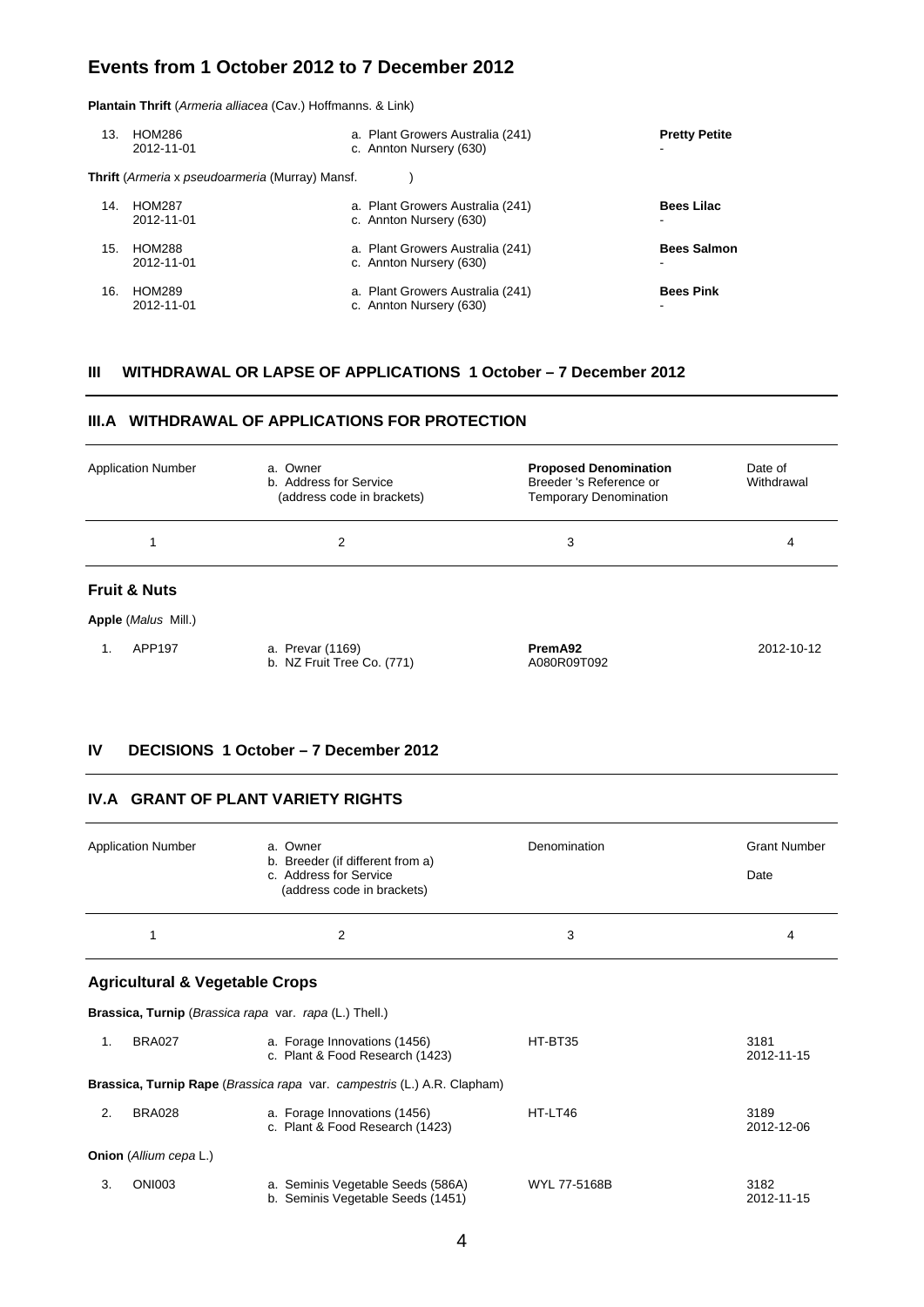## Events from 1 October 2012 to 7 December 2012

**Plantain Thrift** (*Armeria alliacea* (Cav.) Hoffmanns. & Link)

| | | | |
|---|---|---|---|
| 13. HOM286<br>2012-11-01 | a. Plant Growers Australia (241)<br>c. Annton Nursery (630) | **Pretty Petite**<br>- | |

**Thrift** (*Armeria* x *pseudoarmeria* (Murray) Mansf. )

| | | | |
|---|---|---|---|
| 14. HOM287<br>2012-11-01 | a. Plant Growers Australia (241)<br>c. Annton Nursery (630) | **Bees Lilac**<br>- | |
| 15. HOM288<br>2012-11-01 | a. Plant Growers Australia (241)<br>c. Annton Nursery (630) | **Bees Salmon**<br>- | |
| 16. HOM289<br>2012-11-01 | a. Plant Growers Australia (241)<br>c. Annton Nursery (630) | **Bees Pink**<br>- | |

## III WITHDRAWAL OR LAPSE OF APPLICATIONS 1 October – 7 December 2012

### III.A WITHDRAWAL OF APPLICATIONS FOR PROTECTION

| Application Number | a. Owner<br>b. Address for Service<br>(address code in brackets) | **Proposed Denomination**<br>Breeder 's Reference or<br>Temporary Denomination | Date of Withdrawal |
|---|---|---|---|
| 1 | 2 | 3 | 4 |

**Fruit & Nuts**

**Apple** (*Malus* Mill.)

| | | | |
|---|---|---|---|
| 1. APP197 | a. Prevar (1169)<br>b. NZ Fruit Tree Co. (771) | **PremA92**<br>A080R09T092 | 2012-10-12 |

## IV DECISIONS 1 October – 7 December 2012

### IV.A GRANT OF PLANT VARIETY RIGHTS

| Application Number | a. Owner<br>b. Breeder (if different from a)<br>c. Address for Service<br>(address code in brackets) | Denomination | Grant Number<br>Date |
|---|---|---|---|
| 1 | 2 | 3 | 4 |

**Agricultural & Vegetable Crops**

**Brassica, Turnip** (*Brassica rapa* var. *rapa* (L.) Thell.)

| | | | |
|---|---|---|---|
| 1. BRA027 | a. Forage Innovations (1456)<br>c. Plant & Food Research (1423) | HT-BT35 | 3181<br>2012-11-15 |

**Brassica, Turnip Rape** (*Brassica rapa* var. *campestris* (L.) A.R. Clapham)

| | | | |
|---|---|---|---|
| 2. BRA028 | a. Forage Innovations (1456)<br>c. Plant & Food Research (1423) | HT-LT46 | 3189<br>2012-12-06 |

**Onion** (*Allium cepa* L.)

| | | | |
|---|---|---|---|
| 3. ONI003 | a. Seminis Vegetable Seeds (586A)<br>b. Seminis Vegetable Seeds (1451) | WYL 77-5168B | 3182<br>2012-11-15 |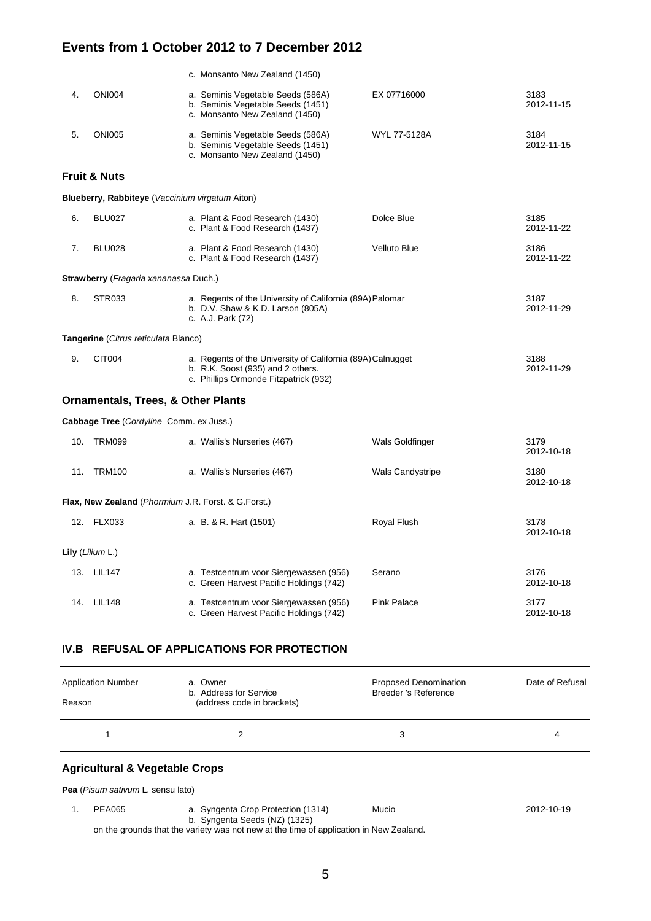## Events from 1 October 2012 to 7 December 2012

| | | | | |
|---|---|---|---|---|
| | | c. Monsanto New Zealand (1450) | | |
| 4. | ONI004 | a. Seminis Vegetable Seeds (586A)<br>b. Seminis Vegetable Seeds (1451)<br>c. Monsanto New Zealand (1450) | EX 07716000 | 3183<br>2012-11-15 |
| 5. | ONI005 | a. Seminis Vegetable Seeds (586A)<br>b. Seminis Vegetable Seeds (1451)<br>c. Monsanto New Zealand (1450) | WYL 77-5128A | 3184<br>2012-11-15 |

### Fruit & Nuts

**Blueberry, Rabbiteye** (*Vaccinium virgatum* Aiton)

| | | | | |
|---|---|---|---|---|
| 6. | BLU027 | a. Plant & Food Research (1430)<br>c. Plant & Food Research (1437) | Dolce Blue | 3185<br>2012-11-22 |
| 7. | BLU028 | a. Plant & Food Research (1430)<br>c. Plant & Food Research (1437) | Velluto Blue | 3186<br>2012-11-22 |

**Strawberry** (*Fragaria xananassa* Duch.)

| | | | | |
|---|---|---|---|---|
| 8. | STR033 | a. Regents of the University of California (89A)<br>b. D.V. Shaw & K.D. Larson (805A)<br>c. A.J. Park (72) | Palomar | 3187<br>2012-11-29 |

**Tangerine** (*Citrus reticulata* Blanco)

| | | | | |
|---|---|---|---|---|
| 9. | CIT004 | a. Regents of the University of California (89A)<br>b. R.K. Soost (935) and 2 others.<br>c. Phillips Ormonde Fitzpatrick (932) | Calnugget | 3188<br>2012-11-29 |

### Ornamentals, Trees, & Other Plants

**Cabbage Tree** (*Cordyline* Comm. ex Juss.)

| | | | | |
|---|---|---|---|---|
| 10. | TRM099 | a. Wallis's Nurseries (467) | Wals Goldfinger | 3179<br>2012-10-18 |
| 11. | TRM100 | a. Wallis's Nurseries (467) | Wals Candystripe | 3180<br>2012-10-18 |

**Flax, New Zealand** (*Phormium* J.R. Forst. & G.Forst.)

| | | | | |
|---|---|---|---|---|
| 12. | FLX033 | a. B. & R. Hart (1501) | Royal Flush | 3178<br>2012-10-18 |

**Lily** (*Lilium* L.)

| | | | | |
|---|---|---|---|---|
| 13. | LIL147 | a. Testcentrum voor Siergewassen (956)<br>c. Green Harvest Pacific Holdings (742) | Serano | 3176<br>2012-10-18 |
| 14. | LIL148 | a. Testcentrum voor Siergewassen (956)<br>c. Green Harvest Pacific Holdings (742) | Pink Palace | 3177<br>2012-10-18 |

## IV.B REFUSAL OF APPLICATIONS FOR PROTECTION

| Application Number<br>Reason | a. Owner<br>b. Address for Service<br>(address code in brackets) | Proposed Denomination<br>Breeder 's Reference | Date of Refusal |
|---|---|---|---|
| 1 | 2 | 3 | 4 |

### Agricultural & Vegetable Crops

**Pea** (*Pisum sativum* L. sensu lato)

| | | | | |
|---|---|---|---|---|
| 1. | PEA065 | a. Syngenta Crop Protection (1314)<br>b. Syngenta Seeds (NZ) (1325) | Mucio | 2012-10-19 |

on the grounds that the variety was not new at the time of application in New Zealand.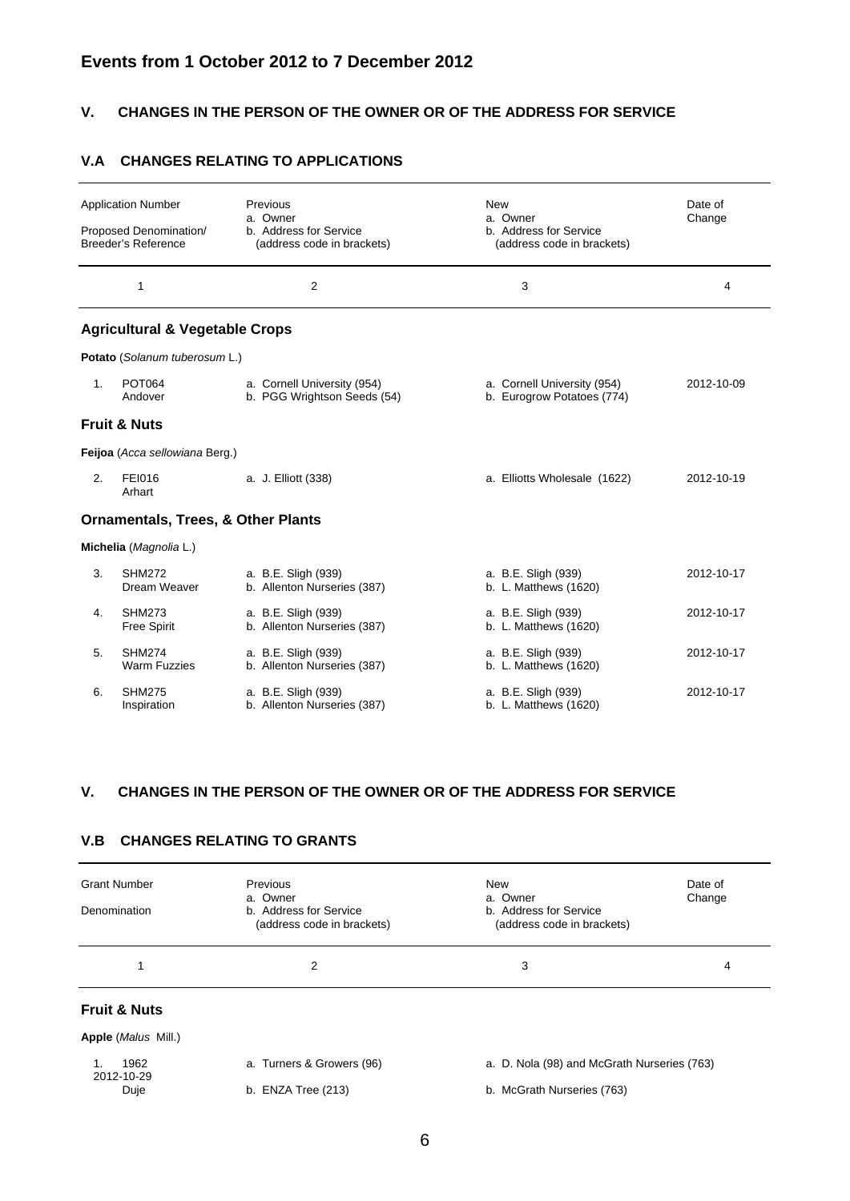## Events from 1 October 2012 to 7 December 2012

### V. CHANGES IN THE PERSON OF THE OWNER OR OF THE ADDRESS FOR SERVICE

### V.A CHANGES RELATING TO APPLICATIONS

| Application Number<br>Proposed Denomination/ Breeder's Reference | Previous<br>a. Owner<br>b. Address for Service<br>(address code in brackets) | New<br>a. Owner<br>b. Address for Service<br>(address code in brackets) | Date of Change |
|---|---|---|---|
| 1 | 2 | 3 | 4 |
| **Agricultural & Vegetable Crops** | | | |
| **Potato** (*Solanum tuberosum* L.) | | | |
| 1. POT064<br>Andover | a. Cornell University (954)<br>b. PGG Wrightson Seeds (54) | a. Cornell University (954)<br>b. Eurogrow Potatoes (774) | 2012-10-09 |
| **Fruit & Nuts** | | | |
| **Feijoa** (*Acca sellowiana* Berg.) | | | |
| 2. FEI016<br>Arhart | a. J. Elliott (338) | a. Elliotts Wholesale (1622) | 2012-10-19 |
| **Ornamentals, Trees, & Other Plants** | | | |
| **Michelia** (*Magnolia* L.) | | | |
| 3. SHM272<br>Dream Weaver | a. B.E. Sligh (939)<br>b. Allenton Nurseries (387) | a. B.E. Sligh (939)<br>b. L. Matthews (1620) | 2012-10-17 |
| 4. SHM273<br>Free Spirit | a. B.E. Sligh (939)<br>b. Allenton Nurseries (387) | a. B.E. Sligh (939)<br>b. L. Matthews (1620) | 2012-10-17 |
| 5. SHM274<br>Warm Fuzzies | a. B.E. Sligh (939)<br>b. Allenton Nurseries (387) | a. B.E. Sligh (939)<br>b. L. Matthews (1620) | 2012-10-17 |
| 6. SHM275<br>Inspiration | a. B.E. Sligh (939)<br>b. Allenton Nurseries (387) | a. B.E. Sligh (939)<br>b. L. Matthews (1620) | 2012-10-17 |

### V. CHANGES IN THE PERSON OF THE OWNER OR OF THE ADDRESS FOR SERVICE

### V.B CHANGES RELATING TO GRANTS

| Grant Number<br>Denomination | Previous<br>a. Owner<br>b. Address for Service<br>(address code in brackets) | New<br>a. Owner<br>b. Address for Service<br>(address code in brackets) | Date of Change |
|---|---|---|---|
| 1 | 2 | 3 | 4 |
| **Fruit & Nuts** | | | |
| **Apple** (*Malus* Mill.) | | | |
| 1. 1962<br>2012-10-29<br>Duje | a. Turners & Growers (96)<br>b. ENZA Tree (213) | a. D. Nola (98) and McGrath Nurseries (763)<br>b. McGrath Nurseries (763) | |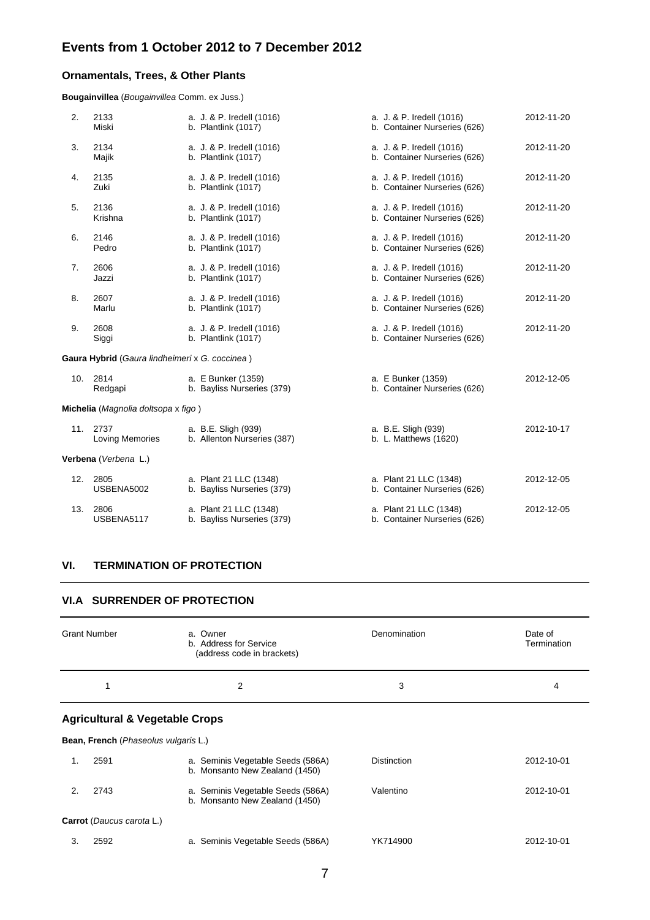## Events from 1 October 2012 to 7 December 2012

### Ornamentals, Trees, & Other Plants

**Bougainvillea** (*Bougainvillea* Comm. ex Juss.)

| | | | | |
|---|---|---|---|---|
| 2. | 2133<br>Miski | a. J. & P. Iredell (1016)<br>b. Plantlink (1017) | a. J. & P. Iredell (1016)<br>b. Container Nurseries (626) | 2012-11-20 |
| 3. | 2134<br>Majik | a. J. & P. Iredell (1016)<br>b. Plantlink (1017) | a. J. & P. Iredell (1016)<br>b. Container Nurseries (626) | 2012-11-20 |
| 4. | 2135<br>Zuki | a. J. & P. Iredell (1016)<br>b. Plantlink (1017) | a. J. & P. Iredell (1016)<br>b. Container Nurseries (626) | 2012-11-20 |
| 5. | 2136<br>Krishna | a. J. & P. Iredell (1016)<br>b. Plantlink (1017) | a. J. & P. Iredell (1016)<br>b. Container Nurseries (626) | 2012-11-20 |
| 6. | 2146<br>Pedro | a. J. & P. Iredell (1016)<br>b. Plantlink (1017) | a. J. & P. Iredell (1016)<br>b. Container Nurseries (626) | 2012-11-20 |
| 7. | 2606<br>Jazzi | a. J. & P. Iredell (1016)<br>b. Plantlink (1017) | a. J. & P. Iredell (1016)<br>b. Container Nurseries (626) | 2012-11-20 |
| 8. | 2607<br>Marlu | a. J. & P. Iredell (1016)<br>b. Plantlink (1017) | a. J. & P. Iredell (1016)<br>b. Container Nurseries (626) | 2012-11-20 |
| 9. | 2608<br>Siggi | a. J. & P. Iredell (1016)<br>b. Plantlink (1017) | a. J. & P. Iredell (1016)<br>b. Container Nurseries (626) | 2012-11-20 |

**Gaura Hybrid** (*Gaura lindheimeri* x *G. coccinea* )

| | | | | |
|---|---|---|---|---|
| 10. | 2814<br>Redgapi | a. E Bunker (1359)<br>b. Bayliss Nurseries (379) | a. E Bunker (1359)<br>b. Container Nurseries (626) | 2012-12-05 |

**Michelia** (*Magnolia doltsopa* x *figo* )

| | | | | |
|---|---|---|---|---|
| 11. | 2737<br>Loving Memories | a. B.E. Sligh (939)<br>b. Allenton Nurseries (387) | a. B.E. Sligh (939)<br>b. L. Matthews (1620) | 2012-10-17 |

**Verbena** (*Verbena* L.)

| | | | | |
|---|---|---|---|---|
| 12. | 2805<br>USBENA5002 | a. Plant 21 LLC (1348)<br>b. Bayliss Nurseries (379) | a. Plant 21 LLC (1348)<br>b. Container Nurseries (626) | 2012-12-05 |
| 13. | 2806<br>USBENA5117 | a. Plant 21 LLC (1348)<br>b. Bayliss Nurseries (379) | a. Plant 21 LLC (1348)<br>b. Container Nurseries (626) | 2012-12-05 |

## VI. TERMINATION OF PROTECTION

## VI.A SURRENDER OF PROTECTION

| | Grant Number | a. Owner<br>b. Address for Service<br>(address code in brackets) | Denomination | Date of Termination |
|---|---|---|---|---|
| | 1 | 2 | 3 | 4 |

### Agricultural & Vegetable Crops

**Bean, French** (*Phaseolus vulgaris* L.)

| | | | | |
|---|---|---|---|---|
| 1. | 2591 | a. Seminis Vegetable Seeds (586A)<br>b. Monsanto New Zealand (1450) | Distinction | 2012-10-01 |
| 2. | 2743 | a. Seminis Vegetable Seeds (586A)<br>b. Monsanto New Zealand (1450) | Valentino | 2012-10-01 |

**Carrot** (*Daucus carota* L.)

| | | | | |
|---|---|---|---|---|
| 3. | 2592 | a. Seminis Vegetable Seeds (586A) | YK714900 | 2012-10-01 |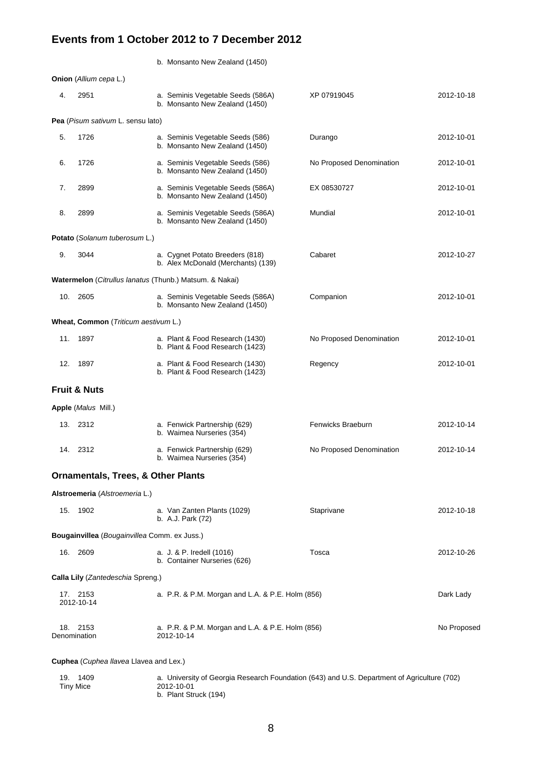# Events from 1 October 2012 to 7 December 2012

b. Monsanto New Zealand (1450)

**Onion** (*Allium cepa* L.)

| | | | | |
|---|---|---|---|---|
| 4. | 2951 | a. Seminis Vegetable Seeds (586A)<br>b. Monsanto New Zealand (1450) | XP 07919045 | 2012-10-18 |

**Pea** (*Pisum sativum* L. sensu lato)

| | | | | |
|---|---|---|---|---|
| 5. | 1726 | a. Seminis Vegetable Seeds (586)<br>b. Monsanto New Zealand (1450) | Durango | 2012-10-01 |
| 6. | 1726 | a. Seminis Vegetable Seeds (586)<br>b. Monsanto New Zealand (1450) | No Proposed Denomination | 2012-10-01 |
| 7. | 2899 | a. Seminis Vegetable Seeds (586A)<br>b. Monsanto New Zealand (1450) | EX 08530727 | 2012-10-01 |
| 8. | 2899 | a. Seminis Vegetable Seeds (586A)<br>b. Monsanto New Zealand (1450) | Mundial | 2012-10-01 |

**Potato** (*Solanum tuberosum* L.)

| | | | | |
|---|---|---|---|---|
| 9. | 3044 | a. Cygnet Potato Breeders (818)<br>b. Alex McDonald (Merchants) (139) | Cabaret | 2012-10-27 |

**Watermelon** (*Citrullus lanatus* (Thunb.) Matsum. & Nakai)

| | | | | |
|---|---|---|---|---|
| 10. | 2605 | a. Seminis Vegetable Seeds (586A)<br>b. Monsanto New Zealand (1450) | Companion | 2012-10-01 |

**Wheat, Common** (*Triticum aestivum* L.)

| | | | | |
|---|---|---|---|---|
| 11. | 1897 | a. Plant & Food Research (1430)<br>b. Plant & Food Research (1423) | No Proposed Denomination | 2012-10-01 |
| 12. | 1897 | a. Plant & Food Research (1430)<br>b. Plant & Food Research (1423) | Regency | 2012-10-01 |

## Fruit & Nuts

**Apple** (*Malus* Mill.)

| | | | | |
|---|---|---|---|---|
| 13. | 2312 | a. Fenwick Partnership (629)<br>b. Waimea Nurseries (354) | Fenwicks Braeburn | 2012-10-14 |
| 14. | 2312 | a. Fenwick Partnership (629)<br>b. Waimea Nurseries (354) | No Proposed Denomination | 2012-10-14 |

## Ornamentals, Trees, & Other Plants

**Alstroemeria** (*Alstroemeria* L.)

| | | | | |
|---|---|---|---|---|
| 15. | 1902 | a. Van Zanten Plants (1029)<br>b. A.J. Park (72) | Staprivane | 2012-10-18 |

**Bougainvillea** (*Bougainvillea* Comm. ex Juss.)

| | | | | |
|---|---|---|---|---|
| 16. | 2609 | a. J. & P. Iredell (1016)<br>b. Container Nurseries (626) | Tosca | 2012-10-26 |

**Calla Lily** (*Zantedeschia* Spreng.)

| | | | | |
|---|---|---|---|---|
| 17. | 2153 | a. P.R. & P.M. Morgan and L.A. & P.E. Holm (856) | Dark Lady | 2012-10-14 |
| 18. | 2153 | a. P.R. & P.M. Morgan and L.A. & P.E. Holm (856) | No Proposed Denomination | 2012-10-14 |

**Cuphea** (*Cuphea llavea* Llavea and Lex.)

| | | | | |
|---|---|---|---|---|
| 19. | 1409 | a. University of Georgia Research Foundation (643) and U.S. Department of Agriculture (702)<br>b. Plant Struck (194) | Tiny Mice | 2012-10-01 |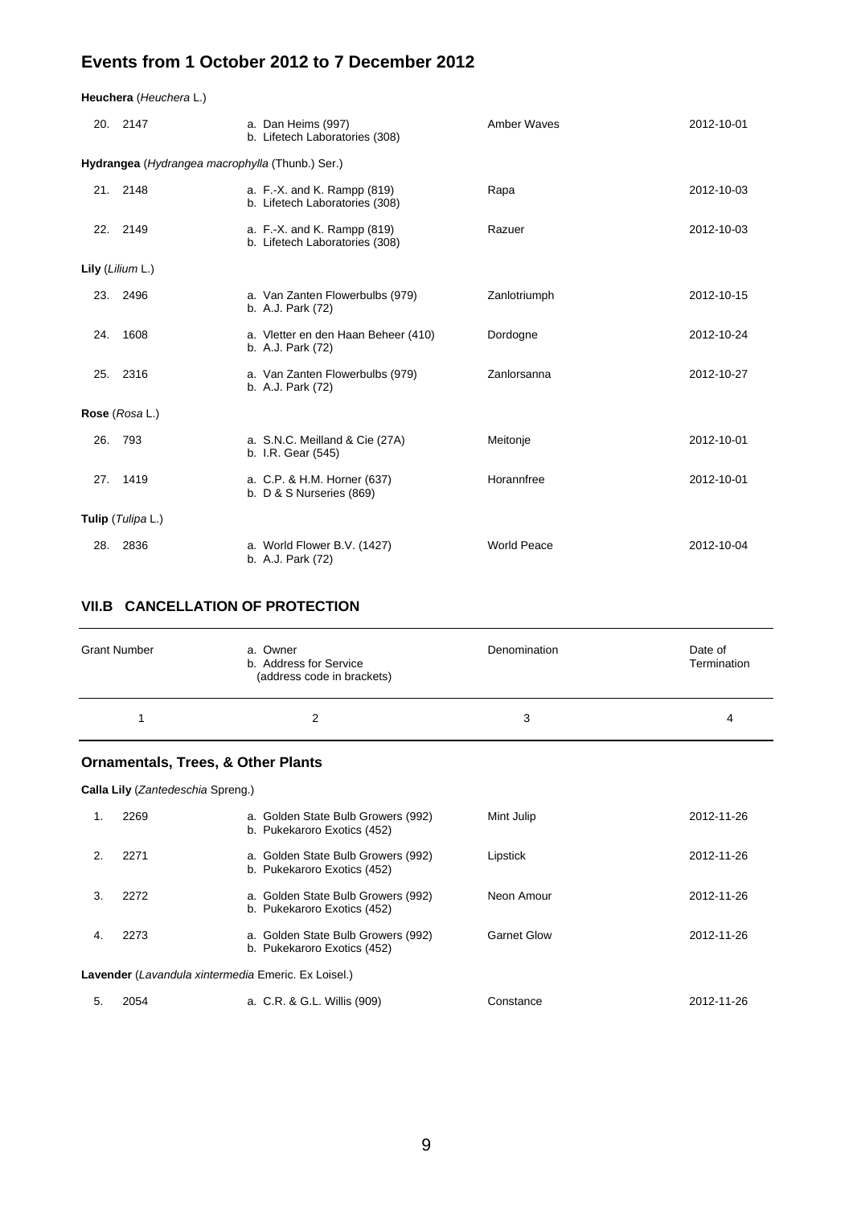## Events from 1 October 2012 to 7 December 2012

**Heuchera** (*Heuchera* L.)

| | | | | |
|---|---|---|---|---|
| 20. | 2147 | a. Dan Heims (997)<br>b. Lifetech Laboratories (308) | Amber Waves | 2012-10-01 |

**Hydrangea** (*Hydrangea macrophylla* (Thunb.) Ser.)

| | | | | |
|---|---|---|---|---|
| 21. | 2148 | a. F.-X. and K. Rampp (819)<br>b. Lifetech Laboratories (308) | Rapa | 2012-10-03 |
| 22. | 2149 | a. F.-X. and K. Rampp (819)<br>b. Lifetech Laboratories (308) | Razuer | 2012-10-03 |

**Lily** (*Lilium* L.)

| | | | | |
|---|---|---|---|---|
| 23. | 2496 | a. Van Zanten Flowerbulbs (979)<br>b. A.J. Park (72) | Zanlotriumph | 2012-10-15 |
| 24. | 1608 | a. Vletter en den Haan Beheer (410)<br>b. A.J. Park (72) | Dordogne | 2012-10-24 |
| 25. | 2316 | a. Van Zanten Flowerbulbs (979)<br>b. A.J. Park (72) | Zanlorsanna | 2012-10-27 |

**Rose** (*Rosa* L.)

| | | | | |
|---|---|---|---|---|
| 26. | 793 | a. S.N.C. Meilland & Cie (27A)<br>b. I.R. Gear (545) | Meitonje | 2012-10-01 |
| 27. | 1419 | a. C.P. & H.M. Horner (637)<br>b. D & S Nurseries (869) | Horannfree | 2012-10-01 |

**Tulip** (*Tulipa* L.)

| | | | | |
|---|---|---|---|---|
| 28. | 2836 | a. World Flower B.V. (1427)<br>b. A.J. Park (72) | World Peace | 2012-10-04 |

## VII.B CANCELLATION OF PROTECTION

| Grant Number | a. Owner<br>b. Address for Service<br>(address code in brackets) | Denomination | Date of Termination |
|---|---|---|---|
| 1 | 2 | 3 | 4 |

### Ornamentals, Trees, & Other Plants

**Calla Lily** (*Zantedeschia* Spreng.)

| | | | | |
|---|---|---|---|---|
| 1. | 2269 | a. Golden State Bulb Growers (992)<br>b. Pukekaroro Exotics (452) | Mint Julip | 2012-11-26 |
| 2. | 2271 | a. Golden State Bulb Growers (992)<br>b. Pukekaroro Exotics (452) | Lipstick | 2012-11-26 |
| 3. | 2272 | a. Golden State Bulb Growers (992)<br>b. Pukekaroro Exotics (452) | Neon Amour | 2012-11-26 |
| 4. | 2273 | a. Golden State Bulb Growers (992)<br>b. Pukekaroro Exotics (452) | Garnet Glow | 2012-11-26 |

**Lavender** (*Lavandula xintermedia* Emeric. Ex Loisel.)

| | | | | |
|---|---|---|---|---|
| 5. | 2054 | a. C.R. & G.L. Willis (909) | Constance | 2012-11-26 |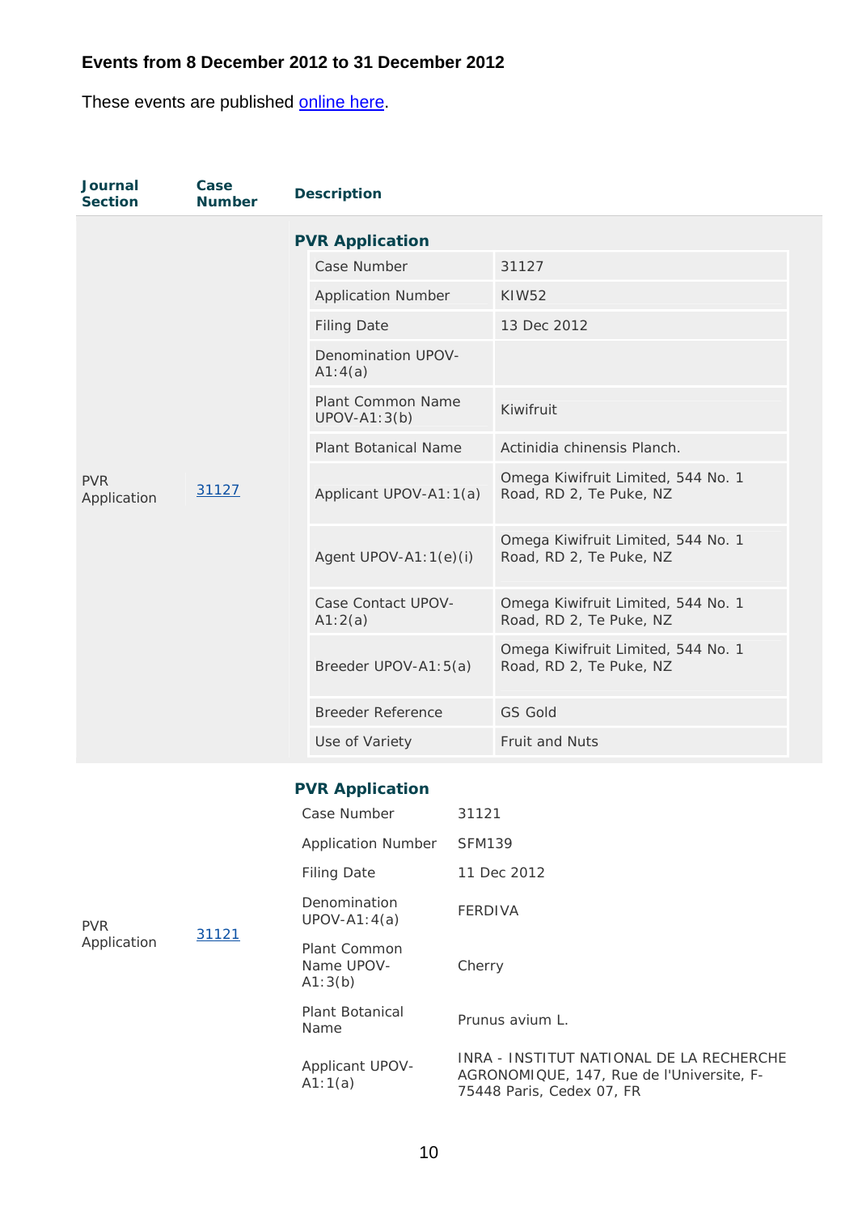### Events from 8 December 2012 to 31 December 2012

These events are published [online here]().

| Journal Section | Case Number | Description |
|---|---|---|
| PVR Application | 31127 | **PVR Application**<br>Case Number: 31127<br>Application Number: KIW52<br>Filing Date: 13 Dec 2012<br>Denomination UPOV-A1:4(a):<br>Plant Common Name UPOV-A1:3(b): Kiwifruit<br>Plant Botanical Name: Actinidia chinensis Planch.<br>Applicant UPOV-A1:1(a): Omega Kiwifruit Limited, 544 No. 1 Road, RD 2, Te Puke, NZ<br>Agent UPOV-A1:1(e)(i): Omega Kiwifruit Limited, 544 No. 1 Road, RD 2, Te Puke, NZ<br>Case Contact UPOV-A1:2(a): Omega Kiwifruit Limited, 544 No. 1 Road, RD 2, Te Puke, NZ<br>Breeder UPOV-A1:5(a): Omega Kiwifruit Limited, 544 No. 1 Road, RD 2, Te Puke, NZ<br>Breeder Reference: GS Gold<br>Use of Variety: Fruit and Nuts |
| PVR Application | 31121 | **PVR Application**<br>Case Number: 31121<br>Application Number: SFM139<br>Filing Date: 11 Dec 2012<br>Denomination UPOV-A1:4(a): FERDIVA<br>Plant Common Name UPOV-A1:3(b): Cherry<br>Plant Botanical Name: Prunus avium L.<br>Applicant UPOV-A1:1(a): INRA - INSTITUT NATIONAL DE LA RECHERCHE AGRONOMIQUE, 147, Rue de l'Universite, F-75448 Paris, Cedex 07, FR |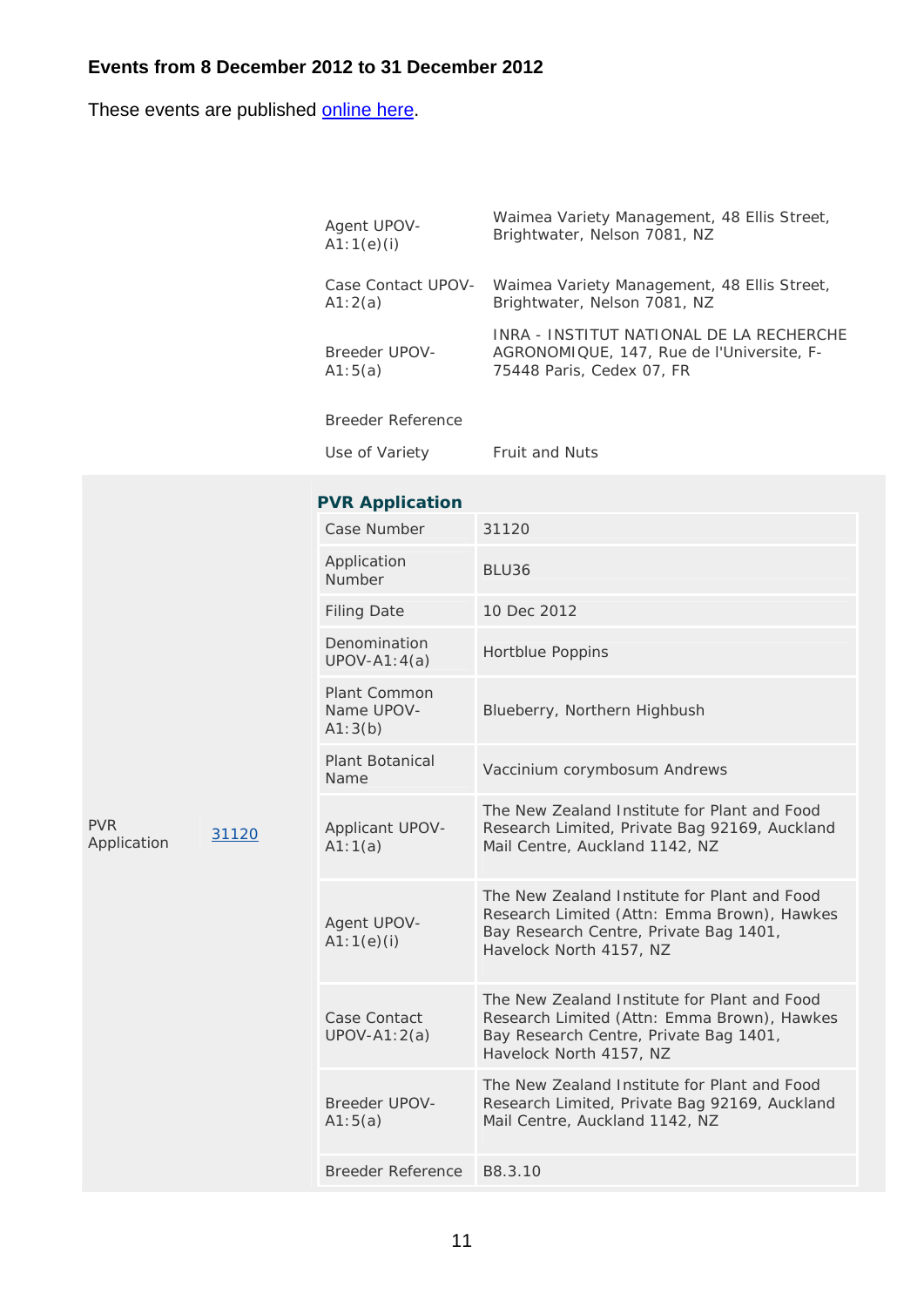### Events from 8 December 2012 to 31 December 2012

These events are published online here.

| | |
|---|---|
| Agent UPOV-A1:1(e)(i) | Waimea Variety Management, 48 Ellis Street, Brightwater, Nelson 7081, NZ |
| Case Contact UPOV-A1:2(a) | Waimea Variety Management, 48 Ellis Street, Brightwater, Nelson 7081, NZ |
| Breeder UPOV-A1:5(a) | INRA - INSTITUT NATIONAL DE LA RECHERCHE AGRONOMIQUE, 147, Rue de l'Universite, F-75448 Paris, Cedex 07, FR |
| Breeder Reference | |
| Use of Variety | Fruit and Nuts |

PVR Application 31120

**PVR Application**

| | |
|---|---|
| Case Number | 31120 |
| Application Number | BLU36 |
| Filing Date | 10 Dec 2012 |
| Denomination UPOV-A1:4(a) | Hortblue Poppins |
| Plant Common Name UPOV-A1:3(b) | Blueberry, Northern Highbush |
| Plant Botanical Name | Vaccinium corymbosum Andrews |
| Applicant UPOV-A1:1(a) | The New Zealand Institute for Plant and Food Research Limited, Private Bag 92169, Auckland Mail Centre, Auckland 1142, NZ |
| Agent UPOV-A1:1(e)(i) | The New Zealand Institute for Plant and Food Research Limited (Attn: Emma Brown), Hawkes Bay Research Centre, Private Bag 1401, Havelock North 4157, NZ |
| Case Contact UPOV-A1:2(a) | The New Zealand Institute for Plant and Food Research Limited (Attn: Emma Brown), Hawkes Bay Research Centre, Private Bag 1401, Havelock North 4157, NZ |
| Breeder UPOV-A1:5(a) | The New Zealand Institute for Plant and Food Research Limited, Private Bag 92169, Auckland Mail Centre, Auckland 1142, NZ |
| Breeder Reference | B8.3.10 |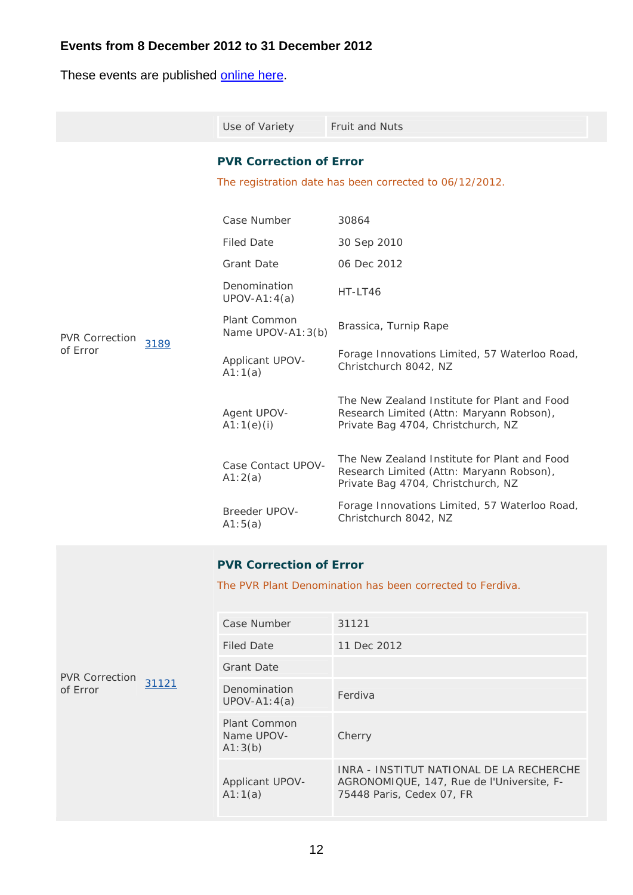**Events from 8 December 2012 to 31 December 2012**

These events are published online here.

| | | | |
|---|---|---|---|
| | | Use of Variety | Fruit and Nuts |

**PVR Correction of Error**

The registration date has been corrected to 06/12/2012.

PVR Correction of Error — 3189

| | |
|---|---|
| Case Number | 30864 |
| Filed Date | 30 Sep 2010 |
| Grant Date | 06 Dec 2012 |
| Denomination UPOV-A1:4(a) | HT-LT46 |
| Plant Common Name UPOV-A1:3(b) | Brassica, Turnip Rape |
| Applicant UPOV-A1:1(a) | Forage Innovations Limited, 57 Waterloo Road, Christchurch 8042, NZ |
| Agent UPOV-A1:1(e)(i) | The New Zealand Institute for Plant and Food Research Limited (Attn: Maryann Robson), Private Bag 4704, Christchurch, NZ |
| Case Contact UPOV-A1:2(a) | The New Zealand Institute for Plant and Food Research Limited (Attn: Maryann Robson), Private Bag 4704, Christchurch, NZ |
| Breeder UPOV-A1:5(a) | Forage Innovations Limited, 57 Waterloo Road, Christchurch 8042, NZ |

**PVR Correction of Error**

The PVR Plant Denomination has been corrected to Ferdiva.

PVR Correction of Error — 31121

| | |
|---|---|
| Case Number | 31121 |
| Filed Date | 11 Dec 2012 |
| Grant Date | |
| Denomination UPOV-A1:4(a) | Ferdiva |
| Plant Common Name UPOV-A1:3(b) | Cherry |
| Applicant UPOV-A1:1(a) | INRA - INSTITUT NATIONAL DE LA RECHERCHE AGRONOMIQUE, 147, Rue de l'Universite, F-75448 Paris, Cedex 07, FR |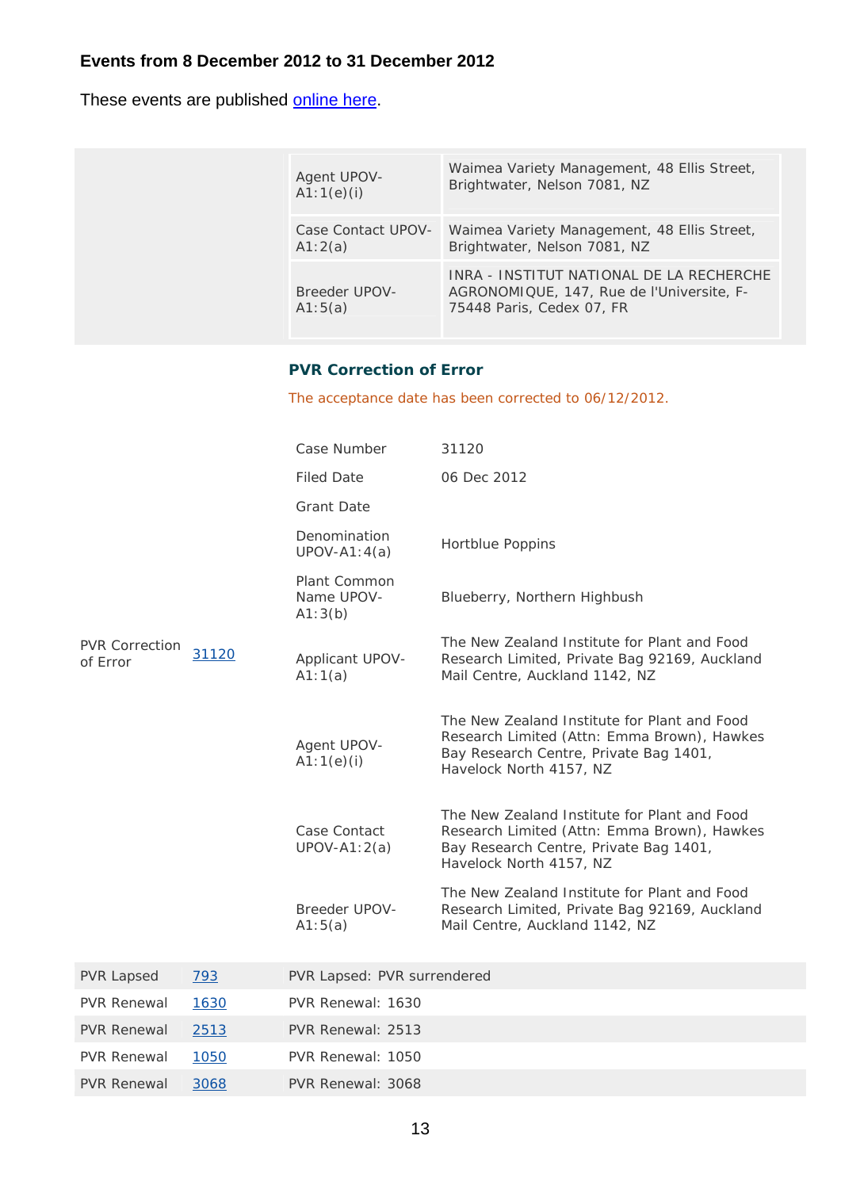## Events from 8 December 2012 to 31 December 2012

These events are published online here.

| | |
|---|---|
| Agent UPOV-A1:1(e)(i) | Waimea Variety Management, 48 Ellis Street, Brightwater, Nelson 7081, NZ |
| Case Contact UPOV-A1:2(a) | Waimea Variety Management, 48 Ellis Street, Brightwater, Nelson 7081, NZ |
| Breeder UPOV-A1:5(a) | INRA - INSTITUT NATIONAL DE LA RECHERCHE AGRONOMIQUE, 147, Rue de l'Universite, F-75448 Paris, Cedex 07, FR |

**PVR Correction of Error** — 31120

### PVR Correction of Error

The acceptance date has been corrected to 06/12/2012.

| | |
|---|---|
| Case Number | 31120 |
| Filed Date | 06 Dec 2012 |
| Grant Date | |
| Denomination UPOV-A1:4(a) | Hortblue Poppins |
| Plant Common Name UPOV-A1:3(b) | Blueberry, Northern Highbush |
| Applicant UPOV-A1:1(a) | The New Zealand Institute for Plant and Food Research Limited, Private Bag 92169, Auckland Mail Centre, Auckland 1142, NZ |
| Agent UPOV-A1:1(e)(i) | The New Zealand Institute for Plant and Food Research Limited (Attn: Emma Brown), Hawkes Bay Research Centre, Private Bag 1401, Havelock North 4157, NZ |
| Case Contact UPOV-A1:2(a) | The New Zealand Institute for Plant and Food Research Limited (Attn: Emma Brown), Hawkes Bay Research Centre, Private Bag 1401, Havelock North 4157, NZ |
| Breeder UPOV-A1:5(a) | The New Zealand Institute for Plant and Food Research Limited, Private Bag 92169, Auckland Mail Centre, Auckland 1142, NZ |

| | | |
|---|---|---|
| PVR Lapsed | 793 | PVR Lapsed: PVR surrendered |
| PVR Renewal | 1630 | PVR Renewal: 1630 |
| PVR Renewal | 2513 | PVR Renewal: 2513 |
| PVR Renewal | 1050 | PVR Renewal: 1050 |
| PVR Renewal | 3068 | PVR Renewal: 3068 |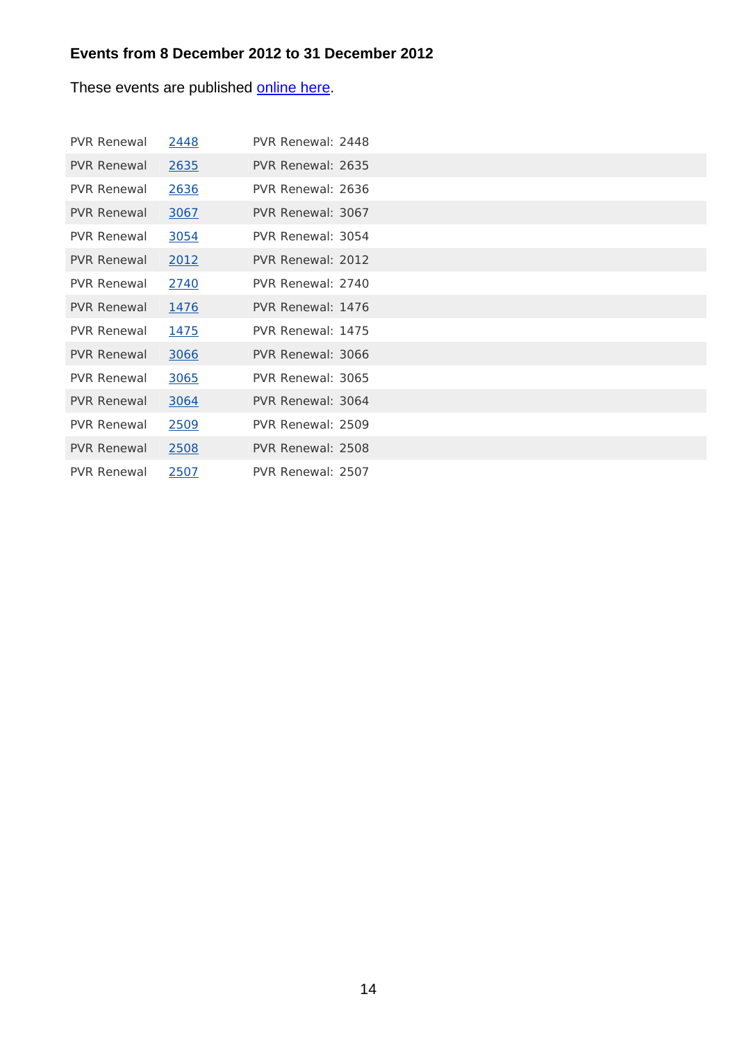**Events from 8 December 2012 to 31 December 2012**

These events are published online here.

| | | |
|---|---|---|
| PVR Renewal | 2448 | PVR Renewal: 2448 |
| PVR Renewal | 2635 | PVR Renewal: 2635 |
| PVR Renewal | 2636 | PVR Renewal: 2636 |
| PVR Renewal | 3067 | PVR Renewal: 3067 |
| PVR Renewal | 3054 | PVR Renewal: 3054 |
| PVR Renewal | 2012 | PVR Renewal: 2012 |
| PVR Renewal | 2740 | PVR Renewal: 2740 |
| PVR Renewal | 1476 | PVR Renewal: 1476 |
| PVR Renewal | 1475 | PVR Renewal: 1475 |
| PVR Renewal | 3066 | PVR Renewal: 3066 |
| PVR Renewal | 3065 | PVR Renewal: 3065 |
| PVR Renewal | 3064 | PVR Renewal: 3064 |
| PVR Renewal | 2509 | PVR Renewal: 2509 |
| PVR Renewal | 2508 | PVR Renewal: 2508 |
| PVR Renewal | 2507 | PVR Renewal: 2507 |